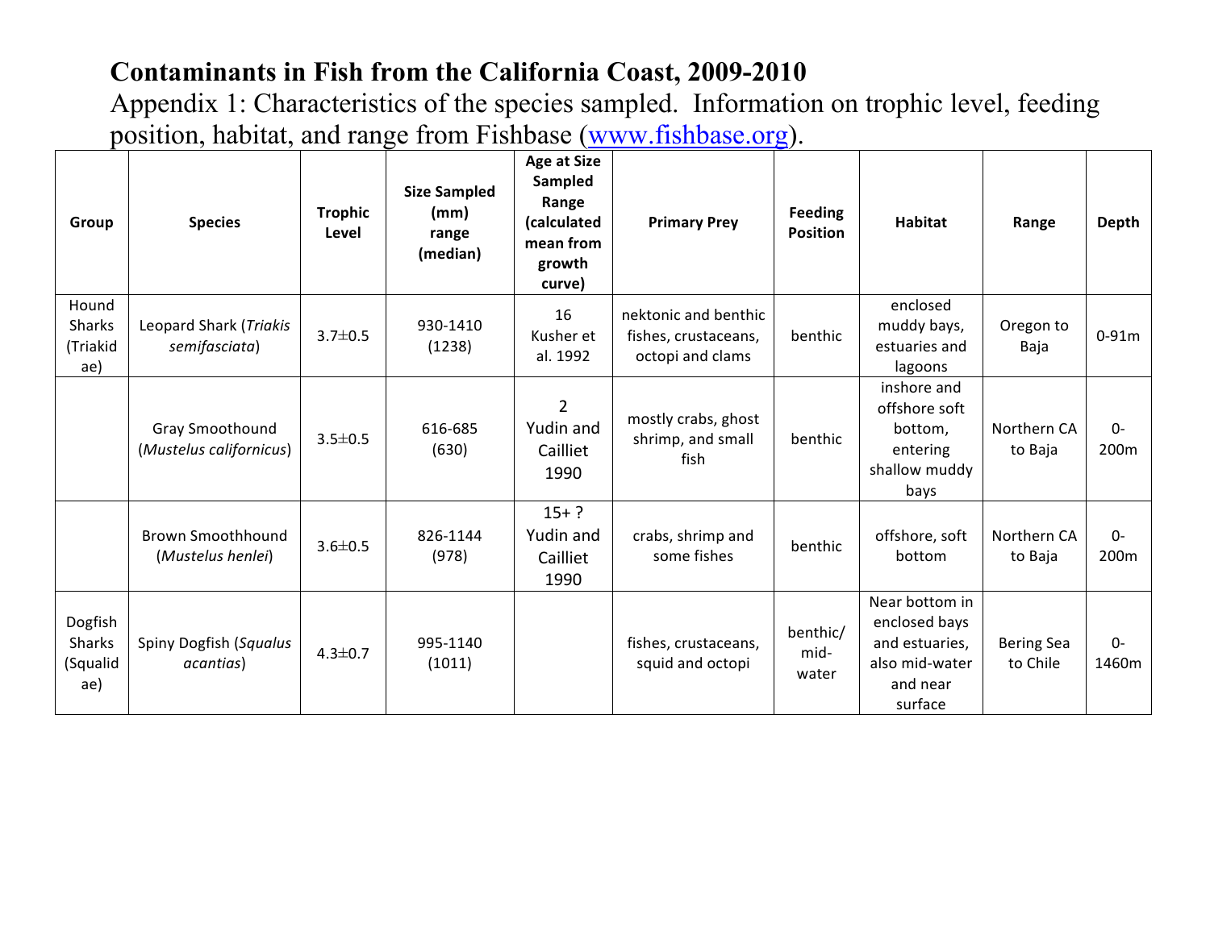# Contaminants in Fish from the California Coast, 2009-2010

Appendix 1: Characteristics of the species sampled. Information on trophic level, feeding position, habitat, and range from Fishbase (www.fishbase.org).

| Group | Species | Trophic Level | Size Sampled (mm) range (median) | Age at Size Sampled Range (calculated mean from growth curve) | Primary Prey | Feeding Position | Habitat | Range | Depth |
|---|---|---|---|---|---|---|---|---|---|
| Hound Sharks (Triakidae) | Leopard Shark (*Triakis semifasciata*) | 3.7±0.5 | 930-1410 (1238) | 16 Kusher et al. 1992 | nektonic and benthic fishes, crustaceans, octopi and clams | benthic | enclosed muddy bays, estuaries and lagoons | Oregon to Baja | 0-91m |
| | Gray Smoothound (*Mustelus californicus*) | 3.5±0.5 | 616-685 (630) | 2 Yudin and Cailliet 1990 | mostly crabs, ghost shrimp, and small fish | benthic | inshore and offshore soft bottom, entering shallow muddy bays | Northern CA to Baja | 0-200m |
| | Brown Smoothhound (*Mustelus henlei*) | 3.6±0.5 | 826-1144 (978) | 15+ ? Yudin and Cailliet 1990 | crabs, shrimp and some fishes | benthic | offshore, soft bottom | Northern CA to Baja | 0-200m |
| Dogfish Sharks (Squalidae) | Spiny Dogfish (*Squalus acantias*) | 4.3±0.7 | 995-1140 (1011) | | fishes, crustaceans, squid and octopi | benthic/ mid-water | Near bottom in enclosed bays and estuaries, also mid-water and near surface | Bering Sea to Chile | 0-1460m |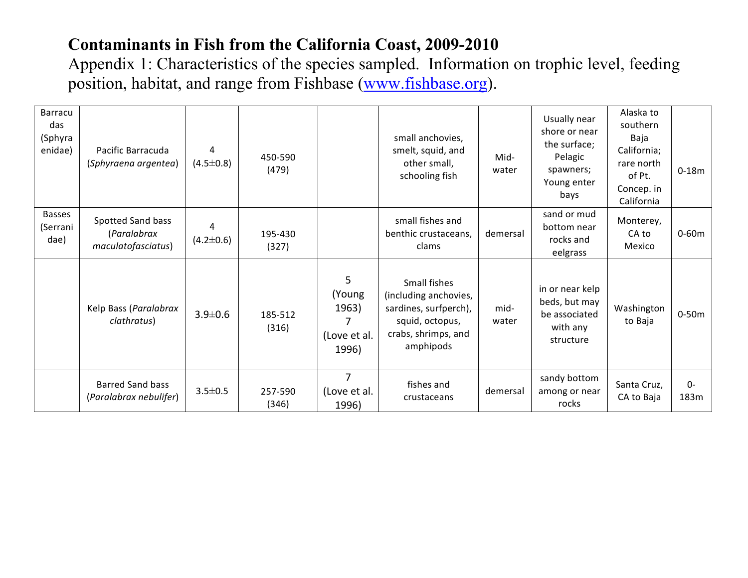**Contaminants in Fish from the California Coast, 2009-2010**

Appendix 1: Characteristics of the species sampled. Information on trophic level, feeding position, habitat, and range from Fishbase (www.fishbase.org).

| | | | | | | | | | |
|---|---|---|---|---|---|---|---|---|---|
| Barracudas (Sphyraenidae) | Pacific Barracuda (*Sphyraena argentea*) | 4 (4.5±0.8) | 450-590 (479) | | small anchovies, smelt, squid, and other small, schooling fish | Mid-water | Usually near shore or near the surface; Pelagic spawners; Young enter bays | Alaska to southern Baja California; rare north of Pt. Concep. in California | 0-18m |
| Basses (Serranidae) | Spotted Sand bass (*Paralabrax maculatofasciatus*) | 4 (4.2±0.6) | 195-430 (327) | | small fishes and benthic crustaceans, clams | demersal | sand or mud bottom near rocks and eelgrass | Monterey, CA to Mexico | 0-60m |
| | Kelp Bass (*Paralabrax clathratus*) | 3.9±0.6 | 185-512 (316) | 5 (Young 1963) 7 (Love et al. 1996) | Small fishes (including anchovies, sardines, surfperch), squid, octopus, crabs, shrimps, and amphipods | mid-water | in or near kelp beds, but may be associated with any structure | Washington to Baja | 0-50m |
| | Barred Sand bass (*Paralabrax nebulifer*) | 3.5±0.5 | 257-590 (346) | 7 (Love et al. 1996) | fishes and crustaceans | demersal | sandy bottom among or near rocks | Santa Cruz, CA to Baja | 0-183m |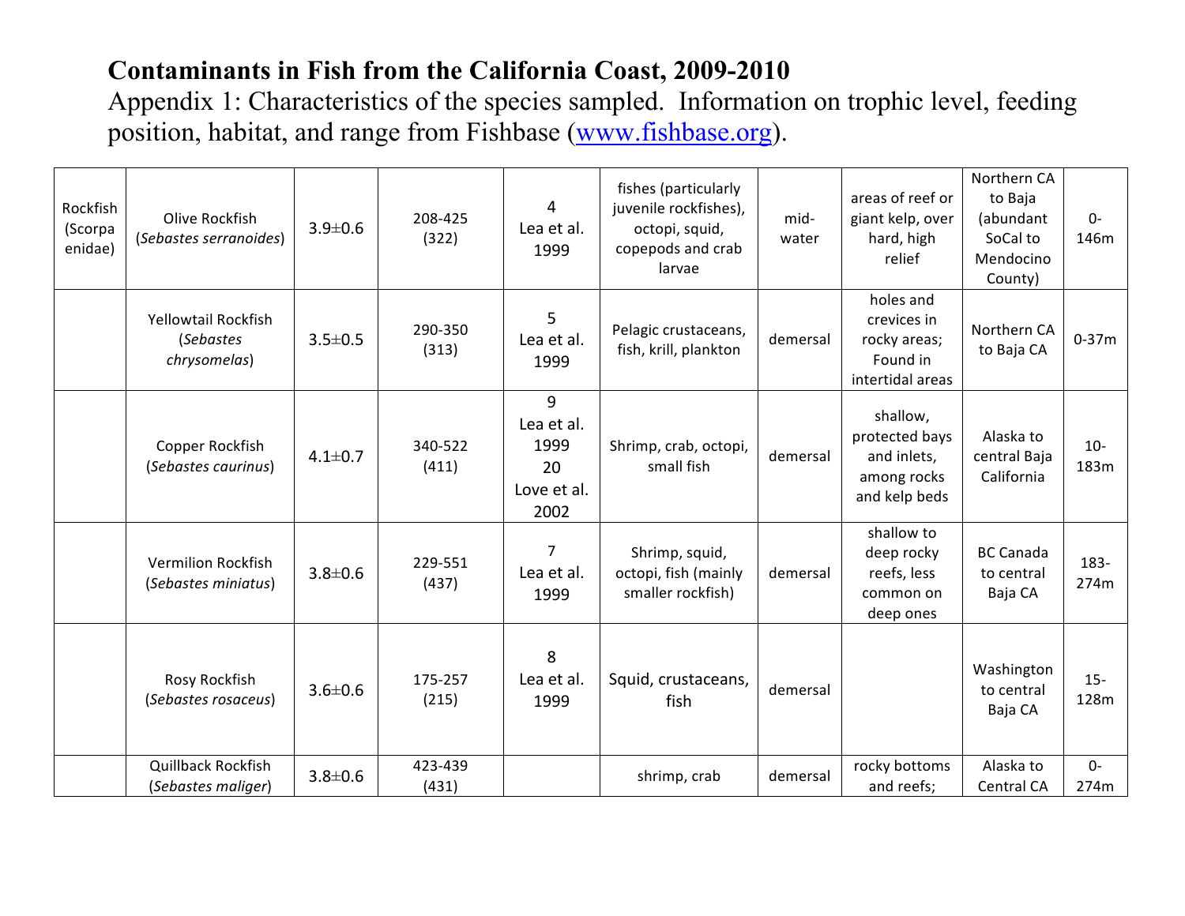**Contaminants in Fish from the California Coast, 2009-2010**

Appendix 1: Characteristics of the species sampled. Information on trophic level, feeding position, habitat, and range from Fishbase (www.fishbase.org).

| | | | | | | | | | |
|---|---|---|---|---|---|---|---|---|---|
| Rockfish (Scorpaenidae) | Olive Rockfish (*Sebastes serranoides*) | 3.9±0.6 | 208-425 (322) | 4 Lea et al. 1999 | fishes (particularly juvenile rockfishes), octopi, squid, copepods and crab larvae | mid-water | areas of reef or giant kelp, over hard, high relief | Northern CA to Baja (abundant SoCal to Mendocino County) | 0-146m |
| | Yellowtail Rockfish (*Sebastes chrysomelas*) | 3.5±0.5 | 290-350 (313) | 5 Lea et al. 1999 | Pelagic crustaceans, fish, krill, plankton | demersal | holes and crevices in rocky areas; Found in intertidal areas | Northern CA to Baja CA | 0-37m |
| | Copper Rockfish (*Sebastes caurinus*) | 4.1±0.7 | 340-522 (411) | 9 Lea et al. 1999 20 Love et al. 2002 | Shrimp, crab, octopi, small fish | demersal | shallow, protected bays and inlets, among rocks and kelp beds | Alaska to central Baja California | 10-183m |
| | Vermilion Rockfish (*Sebastes miniatus*) | 3.8±0.6 | 229-551 (437) | 7 Lea et al. 1999 | Shrimp, squid, octopi, fish (mainly smaller rockfish) | demersal | shallow to deep rocky reefs, less common on deep ones | BC Canada to central Baja CA | 183-274m |
| | Rosy Rockfish (*Sebastes rosaceus*) | 3.6±0.6 | 175-257 (215) | 8 Lea et al. 1999 | Squid, crustaceans, fish | demersal | | Washington to central Baja CA | 15-128m |
| | Quillback Rockfish (*Sebastes maliger*) | 3.8±0.6 | 423-439 (431) | | shrimp, crab | demersal | rocky bottoms and reefs; | Alaska to Central CA | 0-274m |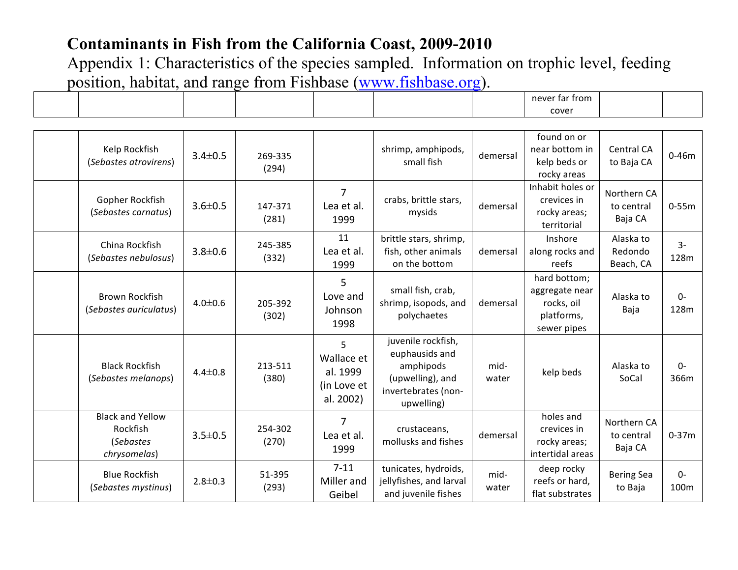# Contaminants in Fish from the California Coast, 2009-2010

Appendix 1: Characteristics of the species sampled. Information on trophic level, feeding position, habitat, and range from Fishbase (www.fishbase.org).

| | | | | | | | never far from cover | | |
|---|---|---|---|---|---|---|---|---|---|
| | Kelp Rockfish (*Sebastes atrovirens*) | 3.4±0.5 | 269-335 (294) | | shrimp, amphipods, small fish | demersal | found on or near bottom in kelp beds or rocky areas | Central CA to Baja CA | 0-46m |
| | Gopher Rockfish (*Sebastes carnatus*) | 3.6±0.5 | 147-371 (281) | 7 Lea et al. 1999 | crabs, brittle stars, mysids | demersal | Inhabit holes or crevices in rocky areas; territorial | Northern CA to central Baja CA | 0-55m |
| | China Rockfish (*Sebastes nebulosus*) | 3.8±0.6 | 245-385 (332) | 11 Lea et al. 1999 | brittle stars, shrimp, fish, other animals on the bottom | demersal | Inshore along rocks and reefs | Alaska to Redondo Beach, CA | 3-128m |
| | Brown Rockfish (*Sebastes auriculatus*) | 4.0±0.6 | 205-392 (302) | 5 Love and Johnson 1998 | small fish, crab, shrimp, isopods, and polychaetes | demersal | hard bottom; aggregate near rocks, oil platforms, sewer pipes | Alaska to Baja | 0-128m |
| | Black Rockfish (*Sebastes melanops*) | 4.4±0.8 | 213-511 (380) | 5 Wallace et al. 1999 (in Love et al. 2002) | juvenile rockfish, euphausids and amphipods (upwelling), and invertebrates (non-upwelling) | mid-water | kelp beds | Alaska to SoCal | 0-366m |
| | Black and Yellow Rockfish (*Sebastes chrysomelas*) | 3.5±0.5 | 254-302 (270) | 7 Lea et al. 1999 | crustaceans, mollusks and fishes | demersal | holes and crevices in rocky areas; intertidal areas | Northern CA to central Baja CA | 0-37m |
| | Blue Rockfish (*Sebastes mystinus*) | 2.8±0.3 | 51-395 (293) | 7-11 Miller and Geibel | tunicates, hydroids, jellyfishes, and larval and juvenile fishes | mid-water | deep rocky reefs or hard, flat substrates | Bering Sea to Baja | 0-100m |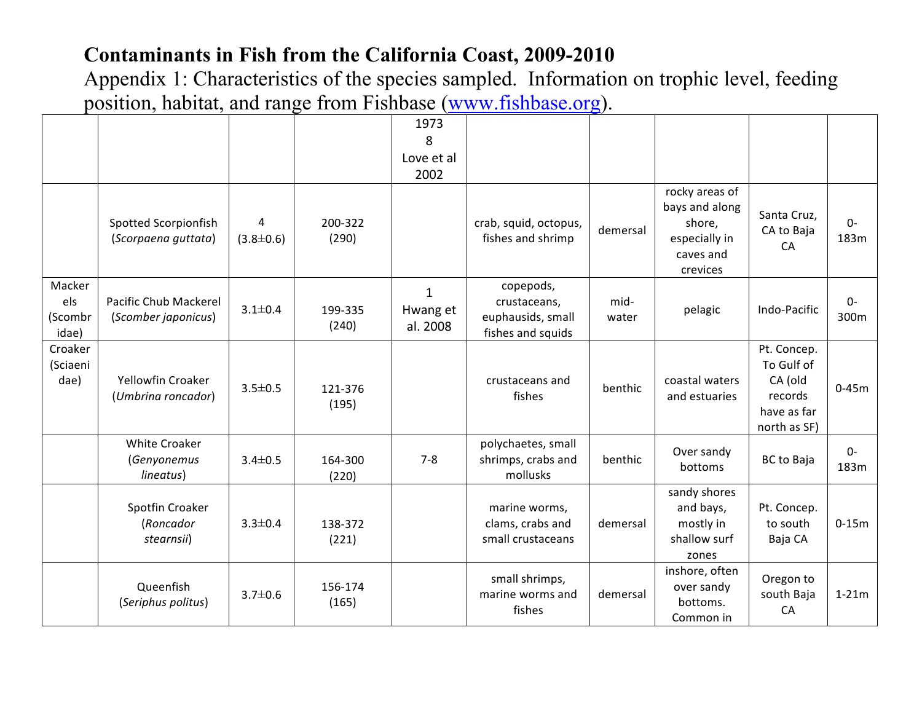# Contaminants in Fish from the California Coast, 2009-2010

Appendix 1: Characteristics of the species sampled. Information on trophic level, feeding position, habitat, and range from Fishbase (www.fishbase.org).

| | | | | | | | | | |
|---|---|---|---|---|---|---|---|---|---|
| | | | | 1973<br>8<br>Love et al 2002 | | | | | |
| | Spotted Scorpionfish (*Scorpaena guttata*) | 4 (3.8±0.6) | 200-322 (290) | | crab, squid, octopus, fishes and shrimp | demersal | rocky areas of bays and along shore, especially in caves and crevices | Santa Cruz, CA to Baja CA | 0-183m |
| Mackerels (Scombridae) | Pacific Chub Mackerel (*Scomber japonicus*) | 3.1±0.4 | 199-335 (240) | 1<br>Hwang et al. 2008 | copepods, crustaceans, euphausids, small fishes and squids | mid-water | pelagic | Indo-Pacific | 0-300m |
| Croaker (Sciaenidae) | Yellowfin Croaker (*Umbrina roncador*) | 3.5±0.5 | 121-376 (195) | | crustaceans and fishes | benthic | coastal waters and estuaries | Pt. Concep. To Gulf of CA (old records have as far north as SF) | 0-45m |
| | White Croaker (*Genyonemus lineatus*) | 3.4±0.5 | 164-300 (220) | 7-8 | polychaetes, small shrimps, crabs and mollusks | benthic | Over sandy bottoms | BC to Baja | 0-183m |
| | Spotfin Croaker (*Roncador stearnsii*) | 3.3±0.4 | 138-372 (221) | | marine worms, clams, crabs and small crustaceans | demersal | sandy shores and bays, mostly in shallow surf zones | Pt. Concep. to south Baja CA | 0-15m |
| | Queenfish (*Seriphus politus*) | 3.7±0.6 | 156-174 (165) | | small shrimps, marine worms and fishes | demersal | inshore, often over sandy bottoms. Common in | Oregon to south Baja CA | 1-21m |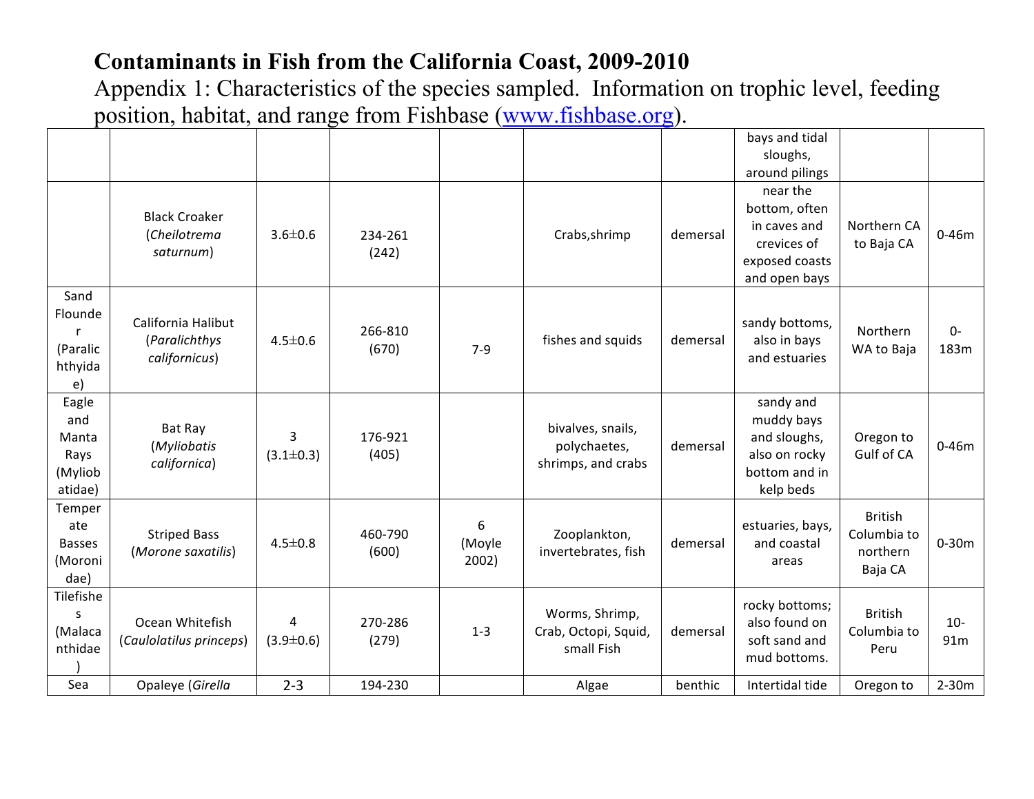# Contaminants in Fish from the California Coast, 2009-2010

Appendix 1: Characteristics of the species sampled. Information on trophic level, feeding position, habitat, and range from Fishbase (www.fishbase.org).

| | | | | | | | | | |
|---|---|---|---|---|---|---|---|---|---|
| | | | | | | | bays and tidal sloughs, around pilings | | |
| | Black Croaker (*Cheilotrema saturnum*) | 3.6±0.6 | 234-261 (242) | | Crabs,shrimp | demersal | near the bottom, often in caves and crevices of exposed coasts and open bays | Northern CA to Baja CA | 0-46m |
| Sand Flounder (Paralichthyidae) | California Halibut (*Paralichthys californicus*) | 4.5±0.6 | 266-810 (670) | 7-9 | fishes and squids | demersal | sandy bottoms, also in bays and estuaries | Northern WA to Baja | 0-183m |
| Eagle and Manta Rays (Myliobatidae) | Bat Ray (*Myliobatis californica*) | 3 (3.1±0.3) | 176-921 (405) | | bivalves, snails, polychaetes, shrimps, and crabs | demersal | sandy and muddy bays and sloughs, also on rocky bottom and in kelp beds | Oregon to Gulf of CA | 0-46m |
| Temperate Basses (Moronidae) | Striped Bass (*Morone saxatilis*) | 4.5±0.8 | 460-790 (600) | 6 (Moyle 2002) | Zooplankton, invertebrates, fish | demersal | estuaries, bays, and coastal areas | British Columbia to northern Baja CA | 0-30m |
| Tilefishes (Malacanthidae) | Ocean Whitefish (*Caulolatilus princeps*) | 4 (3.9±0.6) | 270-286 (279) | 1-3 | Worms, Shrimp, Crab, Octopi, Squid, small Fish | demersal | rocky bottoms; also found on soft sand and mud bottoms. | British Columbia to Peru | 10-91m |
| Sea | Opaleye (*Girella* | 2-3 | 194-230 | | Algae | benthic | Intertidal tide | Oregon to | 2-30m |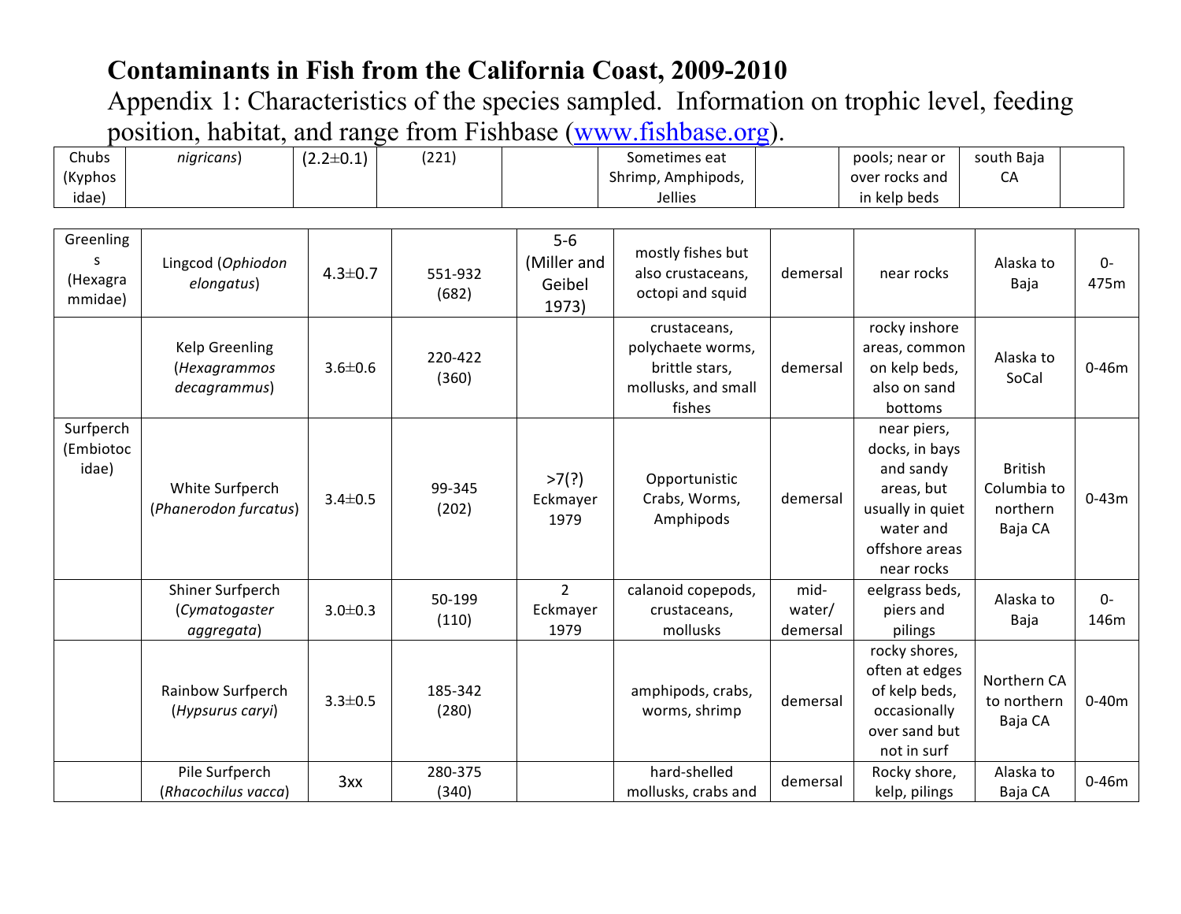# Contaminants in Fish from the California Coast, 2009-2010

Appendix 1: Characteristics of the species sampled. Information on trophic level, feeding position, habitat, and range from Fishbase (www.fishbase.org).

| | | | | | | | | | |
|---|---|---|---|---|---|---|---|---|---|
| Chubs (Kyphosidae) | *nigricans*) | (2.2±0.1) | (221) | | Sometimes eat Shrimp, Amphipods, Jellies | | pools; near or over rocks and in kelp beds | south Baja CA | |
| Greenlings (Hexagrammidae) | Lingcod (*Ophiodon elongatus*) | 4.3±0.7 | 551-932 (682) | 5-6 (Miller and Geibel 1973) | mostly fishes but also crustaceans, octopi and squid | demersal | near rocks | Alaska to Baja | 0-475m |
| | Kelp Greenling (*Hexagrammos decagrammus*) | 3.6±0.6 | 220-422 (360) | | crustaceans, polychaete worms, brittle stars, mollusks, and small fishes | demersal | rocky inshore areas, common on kelp beds, also on sand bottoms | Alaska to SoCal | 0-46m |
| Surfperch (Embiotocidae) | White Surfperch (*Phanerodon furcatus*) | 3.4±0.5 | 99-345 (202) | >7(?) Eckmayer 1979 | Opportunistic Crabs, Worms, Amphipods | demersal | near piers, docks, in bays and sandy areas, but usually in quiet water and offshore areas near rocks | British Columbia to northern Baja CA | 0-43m |
| | Shiner Surfperch (*Cymatogaster aggregata*) | 3.0±0.3 | 50-199 (110) | 2 Eckmayer 1979 | calanoid copepods, crustaceans, mollusks | mid-water/ demersal | eelgrass beds, piers and pilings | Alaska to Baja | 0-146m |
| | Rainbow Surfperch (*Hypsurus caryi*) | 3.3±0.5 | 185-342 (280) | | amphipods, crabs, worms, shrimp | demersal | rocky shores, often at edges of kelp beds, occasionally over sand but not in surf | Northern CA to northern Baja CA | 0-40m |
| | Pile Surfperch (*Rhacochilus vacca*) | 3xx | 280-375 (340) | | hard-shelled mollusks, crabs and | demersal | Rocky shore, kelp, pilings | Alaska to Baja CA | 0-46m |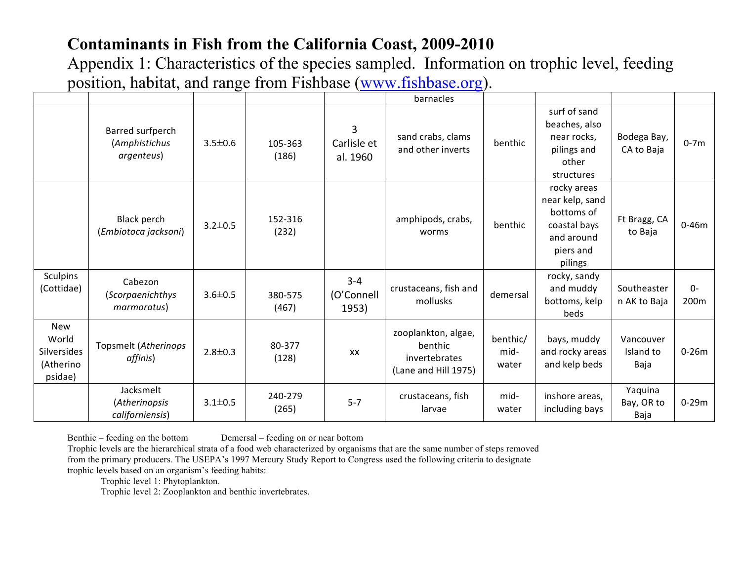# Contaminants in Fish from the California Coast, 2009-2010

Appendix 1: Characteristics of the species sampled. Information on trophic level, feeding position, habitat, and range from Fishbase (www.fishbase.org).

| | | | | | | | | | |
|---|---|---|---|---|---|---|---|---|---|
| | | | | | barnacles | | | | |
| | Barred surfperch (*Amphistichus argenteus*) | 3.5±0.6 | 105-363 (186) | 3 Carlisle et al. 1960 | sand crabs, clams and other inverts | benthic | surf of sand beaches, also near rocks, pilings and other structures | Bodega Bay, CA to Baja | 0-7m |
| | Black perch (*Embiotoca jacksoni*) | 3.2±0.5 | 152-316 (232) | | amphipods, crabs, worms | benthic | rocky areas near kelp, sand bottoms of coastal bays and around piers and pilings | Ft Bragg, CA to Baja | 0-46m |
| Sculpins (Cottidae) | Cabezon (*Scorpaenichthys marmoratus*) | 3.6±0.5 | 380-575 (467) | 3-4 (O'Connell 1953) | crustaceans, fish and mollusks | demersal | rocky, sandy and muddy bottoms, kelp beds | Southeastern AK to Baja | 0-200m |
| New World Silversides (Atherinopsidae) | Topsmelt (*Atherinops affinis*) | 2.8±0.3 | 80-377 (128) | xx | zooplankton, algae, benthic invertebrates (Lane and Hill 1975) | benthic/ mid-water | bays, muddy and rocky areas and kelp beds | Vancouver Island to Baja | 0-26m |
| | Jacksmelt (*Atherinopsis californiensis*) | 3.1±0.5 | 240-279 (265) | 5-7 | crustaceans, fish larvae | mid-water | inshore areas, including bays | Yaquina Bay, OR to Baja | 0-29m |

Benthic – feeding on the bottom  Demersal – feeding on or near bottom

Trophic levels are the hierarchical strata of a food web characterized by organisms that are the same number of steps removed from the primary producers. The USEPA's 1997 Mercury Study Report to Congress used the following criteria to designate trophic levels based on an organism's feeding habits:

Trophic level 1: Phytoplankton.

Trophic level 2: Zooplankton and benthic invertebrates.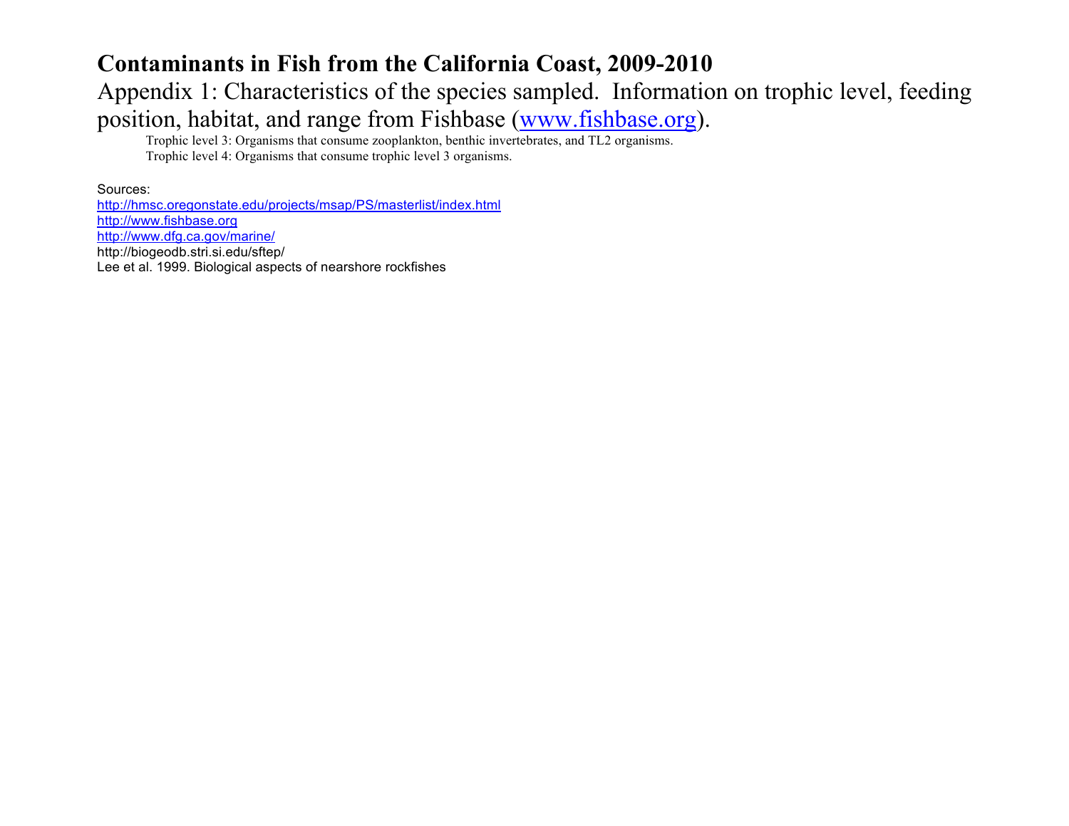# Contaminants in Fish from the California Coast, 2009-2010

Appendix 1: Characteristics of the species sampled. Information on trophic level, feeding position, habitat, and range from Fishbase (www.fishbase.org).

Trophic level 3: Organisms that consume zooplankton, benthic invertebrates, and TL2 organisms.
Trophic level 4: Organisms that consume trophic level 3 organisms.

Sources:
http://hmsc.oregonstate.edu/projects/msap/PS/masterlist/index.html
http://www.fishbase.org
http://www.dfg.ca.gov/marine/
http://biogeodb.stri.si.edu/sftep/
Lee et al. 1999. Biological aspects of nearshore rockfishes